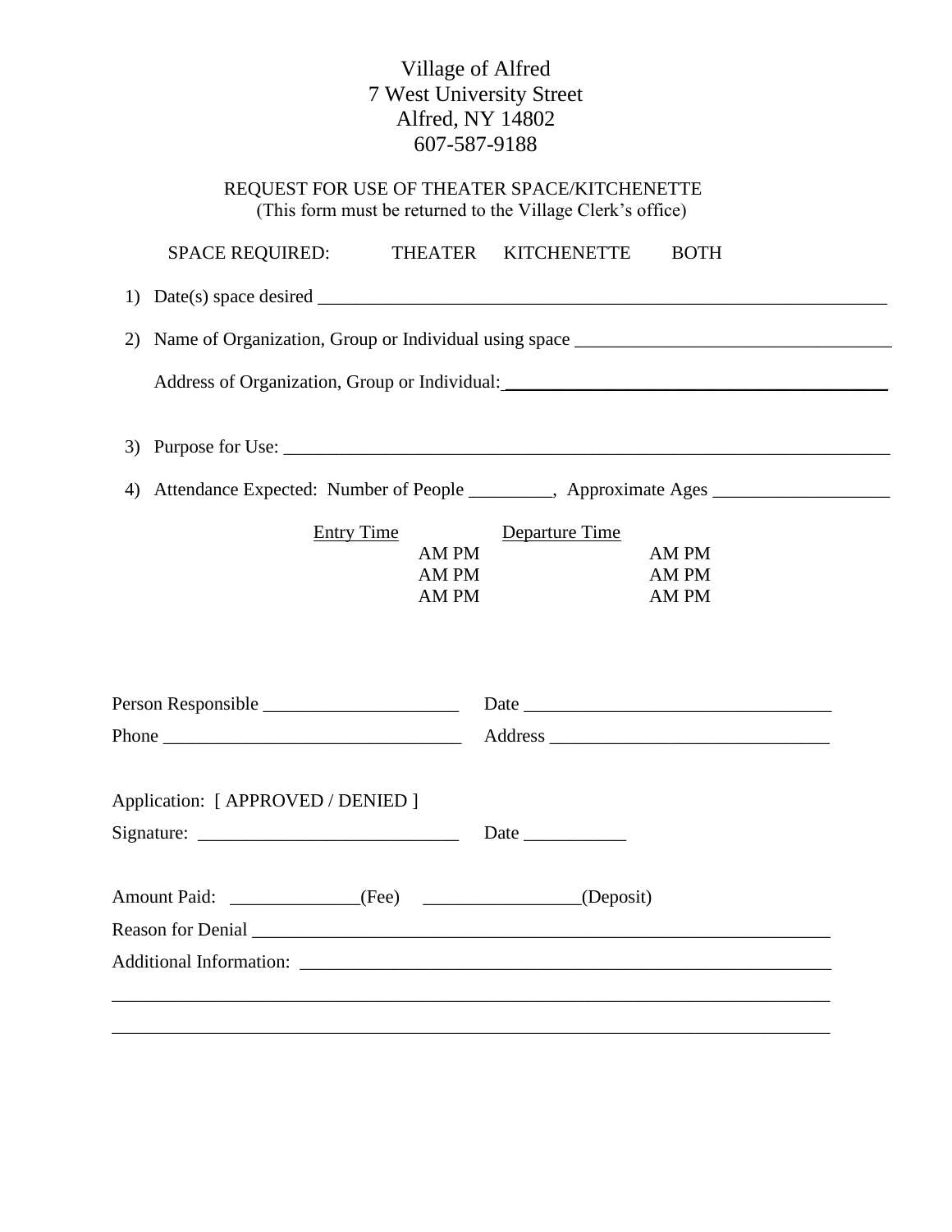Village of Alfred
7 West University Street
Alfred, NY 14802
607-587-9188

REQUEST FOR USE OF THEATER SPACE/KITCHENETTE
(This form must be returned to the Village Clerk's office)

SPACE REQUIRED: THEATER KITCHENETTE BOTH

1) Date(s) space desired ____________________________________________________________

2) Name of Organization, Group or Individual using space _________________________________

   Address of Organization, Group or Individual: ________________________________________

3) Purpose for Use: ________________________________________________________________

4) Attendance Expected: Number of People _________, Approximate Ages ___________________

| Entry Time | Departure Time |
|---|---|
| AM PM | AM PM |
| AM PM | AM PM |
| AM PM | AM PM |

Person Responsible _____________________ Date _________________________________

Phone ________________________________ Address ______________________________

Application: [ APPROVED / DENIED ]

Signature: ___________________________ Date ___________

Amount Paid: _____________(Fee) ________________(Deposit)

Reason for Denial _______________________________________________________________

Additional Information: ___________________________________________________________

_______________________________________________________________________________

_______________________________________________________________________________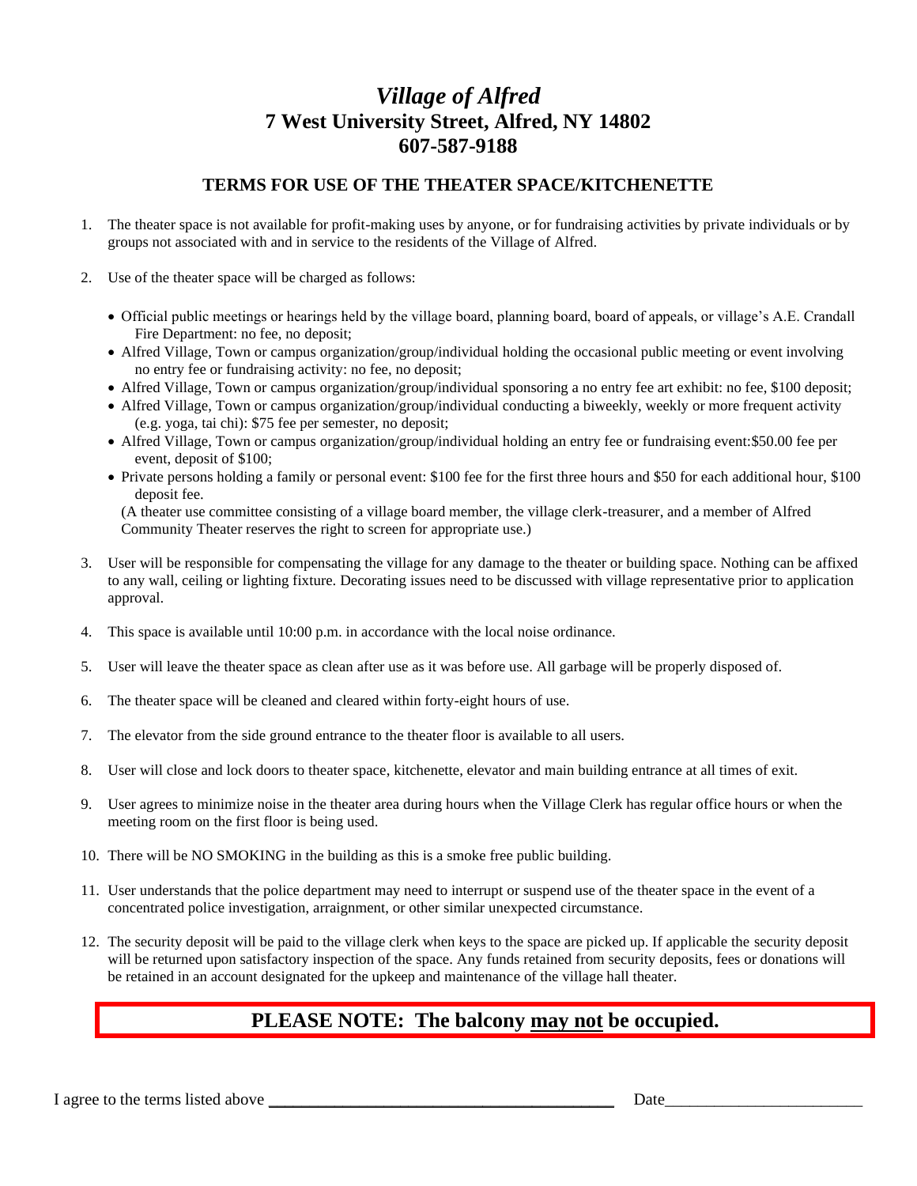# *Village of Alfred*

## 7 West University Street, Alfred, NY 14802
## 607-587-9188

### TERMS FOR USE OF THE THEATER SPACE/KITCHENETTE

1. The theater space is not available for profit-making uses by anyone, or for fundraising activities by private individuals or by groups not associated with and in service to the residents of the Village of Alfred.

2. Use of the theater space will be charged as follows:

   - Official public meetings or hearings held by the village board, planning board, board of appeals, or village's A.E. Crandall Fire Department: no fee, no deposit;
   - Alfred Village, Town or campus organization/group/individual holding the occasional public meeting or event involving no entry fee or fundraising activity: no fee, no deposit;
   - Alfred Village, Town or campus organization/group/individual sponsoring a no entry fee art exhibit: no fee, $100 deposit;
   - Alfred Village, Town or campus organization/group/individual conducting a biweekly, weekly or more frequent activity (e.g. yoga, tai chi): $75 fee per semester, no deposit;
   - Alfred Village, Town or campus organization/group/individual holding an entry fee or fundraising event:$50.00 fee per event, deposit of $100;
   - Private persons holding a family or personal event: $100 fee for the first three hours and $50 for each additional hour, $100 deposit fee.

   (A theater use committee consisting of a village board member, the village clerk-treasurer, and a member of Alfred Community Theater reserves the right to screen for appropriate use.)

3. User will be responsible for compensating the village for any damage to the theater or building space. Nothing can be affixed to any wall, ceiling or lighting fixture. Decorating issues need to be discussed with village representative prior to application approval.

4. This space is available until 10:00 p.m. in accordance with the local noise ordinance.

5. User will leave the theater space as clean after use as it was before use. All garbage will be properly disposed of.

6. The theater space will be cleaned and cleared within forty-eight hours of use.

7. The elevator from the side ground entrance to the theater floor is available to all users.

8. User will close and lock doors to theater space, kitchenette, elevator and main building entrance at all times of exit.

9. User agrees to minimize noise in the theater area during hours when the Village Clerk has regular office hours or when the meeting room on the first floor is being used.

10. There will be NO SMOKING in the building as this is a smoke free public building.

11. User understands that the police department may need to interrupt or suspend use of the theater space in the event of a concentrated police investigation, arraignment, or other similar unexpected circumstance.

12. The security deposit will be paid to the village clerk when keys to the space are picked up. If applicable the security deposit will be returned upon satisfactory inspection of the space. Any funds retained from security deposits, fees or donations will be retained in an account designated for the upkeep and maintenance of the village hall theater.

**PLEASE NOTE: The balcony <u>may not</u> be occupied.**

I agree to the terms listed above ________________________________________ Date________________________